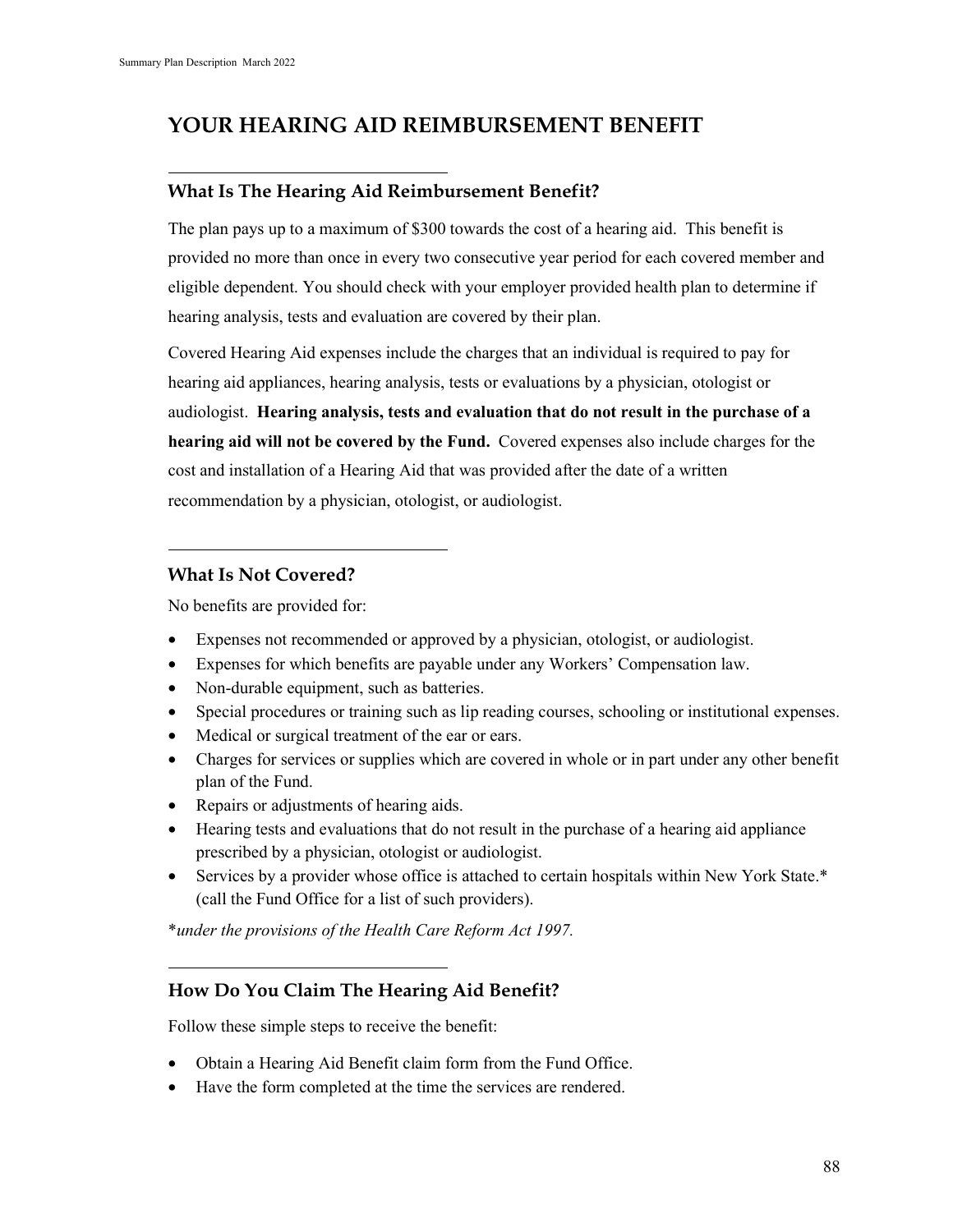# YOUR HEARING AID REIMBURSEMENT BENEFIT

## What Is The Hearing Aid Reimbursement Benefit?

The plan pays up to a maximum of $300 towards the cost of a hearing aid. This benefit is provided no more than once in every two consecutive year period for each covered member and eligible dependent. You should check with your employer provided health plan to determine if hearing analysis, tests and evaluation are covered by their plan.

Covered Hearing Aid expenses include the charges that an individual is required to pay for hearing aid appliances, hearing analysis, tests or evaluations by a physician, otologist or audiologist. **Hearing analysis, tests and evaluation that do not result in the purchase of a hearing aid will not be covered by the Fund.** Covered expenses also include charges for the cost and installation of a Hearing Aid that was provided after the date of a written recommendation by a physician, otologist, or audiologist.

## What Is Not Covered?

No benefits are provided for:

- Expenses not recommended or approved by a physician, otologist, or audiologist.
- Expenses for which benefits are payable under any Workers' Compensation law.
- Non-durable equipment, such as batteries.
- Special procedures or training such as lip reading courses, schooling or institutional expenses.
- Medical or surgical treatment of the ear or ears.
- Charges for services or supplies which are covered in whole or in part under any other benefit plan of the Fund.
- Repairs or adjustments of hearing aids.
- Hearing tests and evaluations that do not result in the purchase of a hearing aid appliance prescribed by a physician, otologist or audiologist.
- Services by a provider whose office is attached to certain hospitals within New York State.* (call the Fund Office for a list of such providers).

\**under the provisions of the Health Care Reform Act 1997.*

## How Do You Claim The Hearing Aid Benefit?

Follow these simple steps to receive the benefit:

- Obtain a Hearing Aid Benefit claim form from the Fund Office.
- Have the form completed at the time the services are rendered.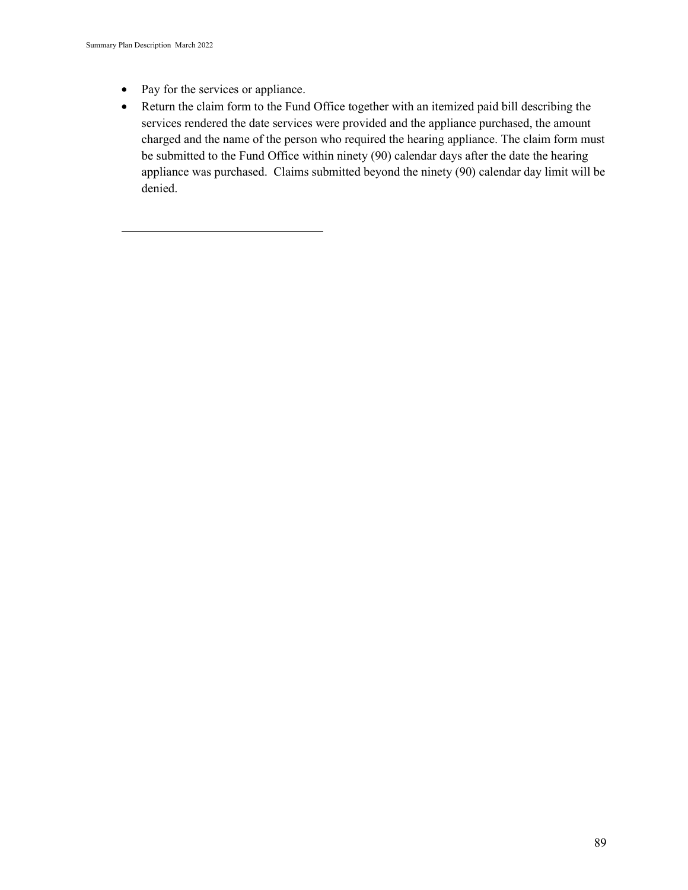- Pay for the services or appliance.
- Return the claim form to the Fund Office together with an itemized paid bill describing the services rendered the date services were provided and the appliance purchased, the amount charged and the name of the person who required the hearing appliance. The claim form must be submitted to the Fund Office within ninety (90) calendar days after the date the hearing appliance was purchased. Claims submitted beyond the ninety (90) calendar day limit will be denied.